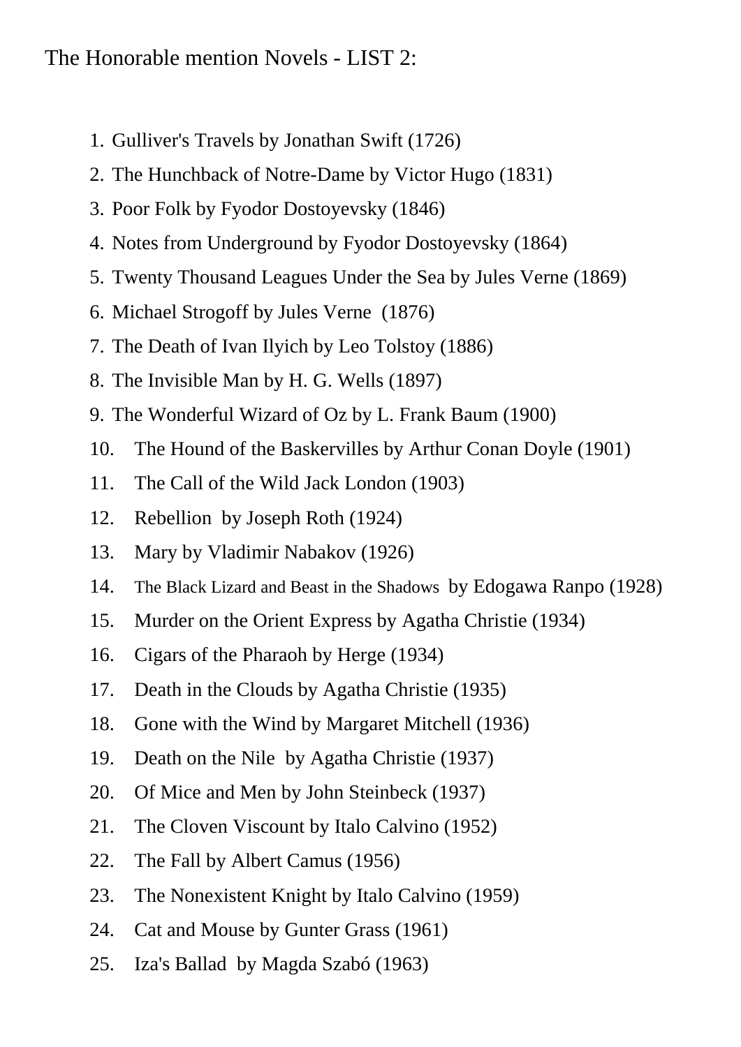The Honorable mention Novels - LIST 2:

1. Gulliver's Travels by Jonathan Swift (1726)
2. The Hunchback of Notre-Dame by Victor Hugo (1831)
3. Poor Folk by Fyodor Dostoyevsky (1846)
4. Notes from Underground by Fyodor Dostoyevsky (1864)
5. Twenty Thousand Leagues Under the Sea by Jules Verne (1869)
6. Michael Strogoff by Jules Verne (1876)
7. The Death of Ivan Ilyich by Leo Tolstoy (1886)
8. The Invisible Man by H. G. Wells (1897)
9. The Wonderful Wizard of Oz by L. Frank Baum (1900)
10. The Hound of the Baskervilles by Arthur Conan Doyle (1901)
11. The Call of the Wild Jack London (1903)
12. Rebellion by Joseph Roth (1924)
13. Mary by Vladimir Nabakov (1926)
14. The Black Lizard and Beast in the Shadows by Edogawa Ranpo (1928)
15. Murder on the Orient Express by Agatha Christie (1934)
16. Cigars of the Pharaoh by Herge (1934)
17. Death in the Clouds by Agatha Christie (1935)
18. Gone with the Wind by Margaret Mitchell (1936)
19. Death on the Nile by Agatha Christie (1937)
20. Of Mice and Men by John Steinbeck (1937)
21. The Cloven Viscount by Italo Calvino (1952)
22. The Fall by Albert Camus (1956)
23. The Nonexistent Knight by Italo Calvino (1959)
24. Cat and Mouse by Gunter Grass (1961)
25. Iza's Ballad by Magda Szabó (1963)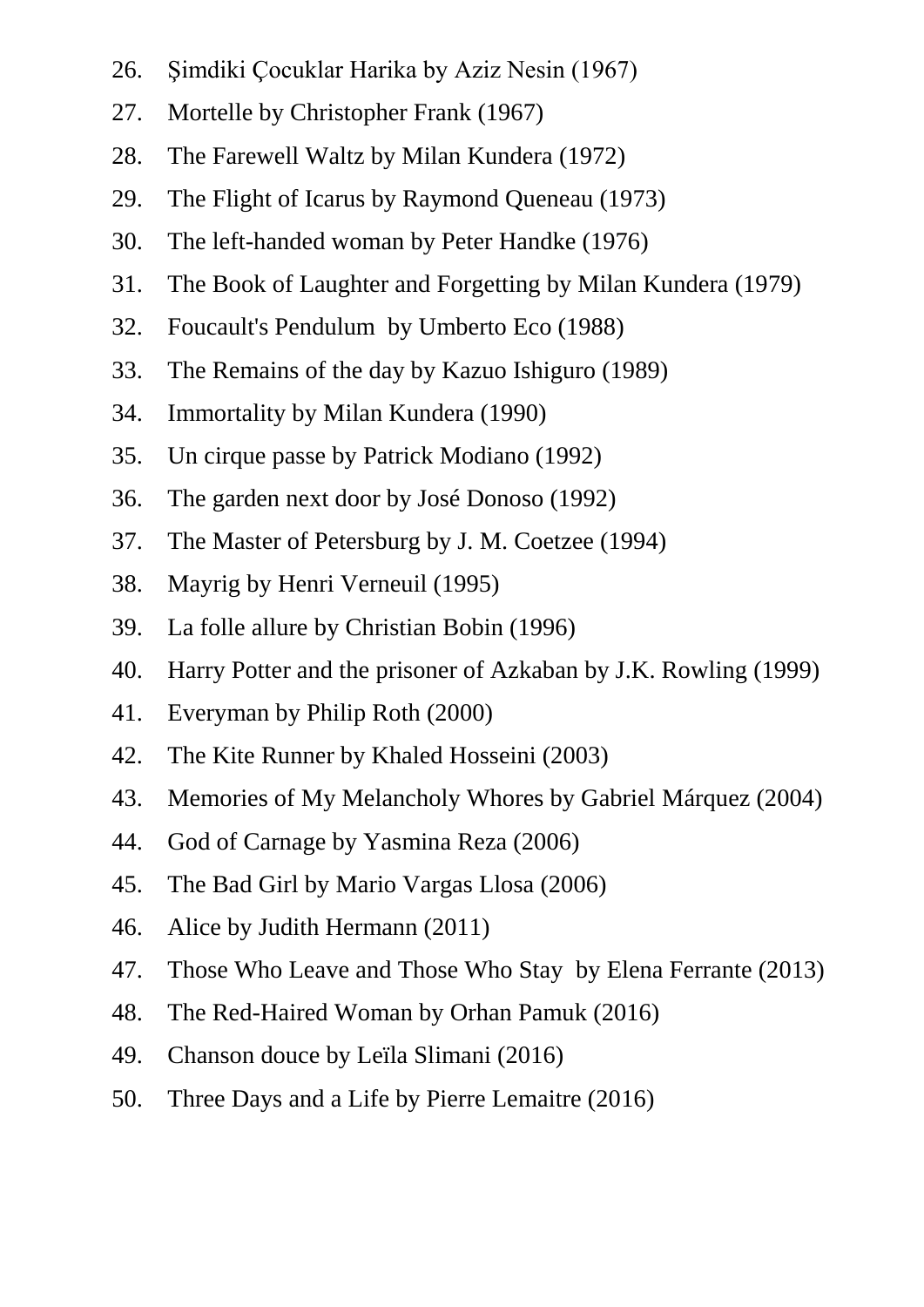26. Şimdiki Çocuklar Harika by Aziz Nesin (1967)
27. Mortelle by Christopher Frank (1967)
28. The Farewell Waltz by Milan Kundera (1972)
29. The Flight of Icarus by Raymond Queneau (1973)
30. The left-handed woman by Peter Handke (1976)
31. The Book of Laughter and Forgetting by Milan Kundera (1979)
32. Foucault's Pendulum by Umberto Eco (1988)
33. The Remains of the day by Kazuo Ishiguro (1989)
34. Immortality by Milan Kundera (1990)
35. Un cirque passe by Patrick Modiano (1992)
36. The garden next door by José Donoso (1992)
37. The Master of Petersburg by J. M. Coetzee (1994)
38. Mayrig by Henri Verneuil (1995)
39. La folle allure by Christian Bobin (1996)
40. Harry Potter and the prisoner of Azkaban by J.K. Rowling (1999)
41. Everyman by Philip Roth (2000)
42. The Kite Runner by Khaled Hosseini (2003)
43. Memories of My Melancholy Whores by Gabriel Márquez (2004)
44. God of Carnage by Yasmina Reza (2006)
45. The Bad Girl by Mario Vargas Llosa (2006)
46. Alice by Judith Hermann (2011)
47. Those Who Leave and Those Who Stay by Elena Ferrante (2013)
48. The Red-Haired Woman by Orhan Pamuk (2016)
49. Chanson douce by Leïla Slimani (2016)
50. Three Days and a Life by Pierre Lemaitre (2016)